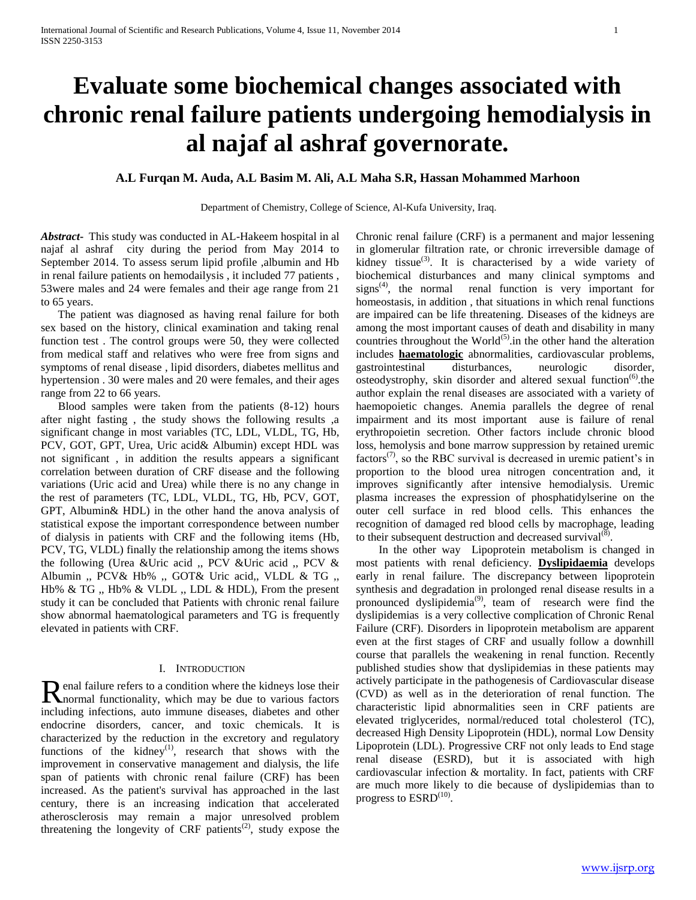# Evaluate some biochemical changes associated with chronic renal failure patients undergoing hemodialysis in al najaf al ashraf governorate.

**A.L Furqan M. Auda, A.L Basim M. Ali, A.L Maha S.R, Hassan Mohammed Marhoon**

Department of Chemistry, College of Science, Al-Kufa University, Iraq.

***Abstract-*** This study was conducted in AL-Hakeem hospital in al najaf al ashraf city during the period from May 2014 to September 2014. To assess serum lipid profile ,albumin and Hb in renal failure patients on hemodailysis , it included 77 patients , 53were males and 24 were females and their age range from 21 to 65 years.

The patient was diagnosed as having renal failure for both sex based on the history, clinical examination and taking renal function test . The control groups were 50, they were collected from medical staff and relatives who were free from signs and symptoms of renal disease , lipid disorders, diabetes mellitus and hypertension . 30 were males and 20 were females, and their ages range from 22 to 66 years.

Blood samples were taken from the patients (8-12) hours after night fasting , the study shows the following results ,a significant change in most variables (TC, LDL, VLDL, TG, Hb, PCV, GOT, GPT, Urea, Uric acid& Albumin) except HDL was not significant , in addition the results appears a significant correlation between duration of CRF disease and the following variations (Uric acid and Urea) while there is no any change in the rest of parameters (TC, LDL, VLDL, TG, Hb, PCV, GOT, GPT, Albumin& HDL) in the other hand the anova analysis of statistical expose the important correspondence between number of dialysis in patients with CRF and the following items (Hb, PCV, TG, VLDL) finally the relationship among the items shows the following (Urea &Uric acid ,, PCV &Uric acid ,, PCV & Albumin ,, PCV& Hb% ,, GOT& Uric acid,, VLDL & TG ,, Hb% & TG ,, Hb% & VLDL ,, LDL & HDL), From the present study it can be concluded that Patients with chronic renal failure show abnormal haematological parameters and TG is frequently elevated in patients with CRF.

## I. Introduction

Renal failure refers to a condition where the kidneys lose their normal functionality, which may be due to various factors including infections, auto immune diseases, diabetes and other endocrine disorders, cancer, and toxic chemicals. It is characterized by the reduction in the excretory and regulatory functions of the kidney[1], research that shows with the improvement in conservative management and dialysis, the life span of patients with chronic renal failure (CRF) has been increased. As the patient's survival has approached in the last century, there is an increasing indication that accelerated atherosclerosis may remain a major unresolved problem threatening the longevity of CRF patients[2], study expose the Chronic renal failure (CRF) is a permanent and major lessening in glomerular filtration rate, or chronic irreversible damage of kidney tissue[3]. It is characterised by a wide variety of biochemical disturbances and many clinical symptoms and signs[4], the normal renal function is very important for homeostasis, in addition , that situations in which renal functions are impaired can be life threatening. Diseases of the kidneys are among the most important causes of death and disability in many countries throughout the World[5].in the other hand the alteration includes **haematologic** abnormalities, cardiovascular problems, gastrointestinal disturbances, neurologic disorder, osteodystrophy, skin disorder and altered sexual function[6].the author explain the renal diseases are associated with a variety of haemopoietic changes. Anemia parallels the degree of renal impairment and its most important ause is failure of renal erythropoietin secretion. Other factors include chronic blood loss, hemolysis and bone marrow suppression by retained uremic factors[7], so the RBC survival is decreased in uremic patient's in proportion to the blood urea nitrogen concentration and, it improves significantly after intensive hemodialysis. Uremic plasma increases the expression of phosphatidylserine on the outer cell surface in red blood cells. This enhances the recognition of damaged red blood cells by macrophage, leading to their subsequent destruction and decreased survival[8].

In the other way Lipoprotein metabolism is changed in most patients with renal deficiency. **Dyslipidaemia** develops early in renal failure. The discrepancy between lipoprotein synthesis and degradation in prolonged renal disease results in a pronounced dyslipidemia[9], team of research were find the dyslipidemias is a very collective complication of Chronic Renal Failure (CRF). Disorders in lipoprotein metabolism are apparent even at the first stages of CRF and usually follow a downhill course that parallels the weakening in renal function. Recently published studies show that dyslipidemias in these patients may actively participate in the pathogenesis of Cardiovascular disease (CVD) as well as in the deterioration of renal function. The characteristic lipid abnormalities seen in CRF patients are elevated triglycerides, normal/reduced total cholesterol (TC), decreased High Density Lipoprotein (HDL), normal Low Density Lipoprotein (LDL). Progressive CRF not only leads to End stage renal disease (ESRD), but it is associated with high cardiovascular infection & mortality. In fact, patients with CRF are much more likely to die because of dyslipidemias than to progress to ESRD[10].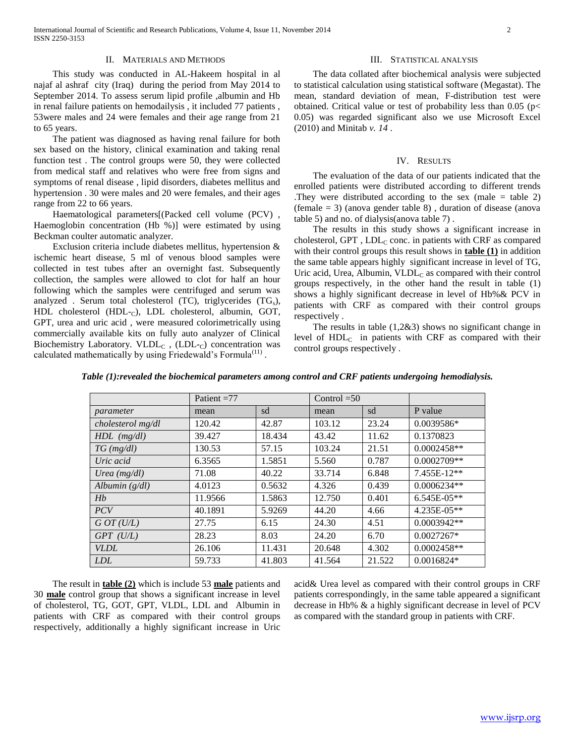## II. Materials and Methods

This study was conducted in AL-Hakeem hospital in al najaf al ashraf city (Iraq) during the period from May 2014 to September 2014. To assess serum lipid profile ,albumin and Hb in renal failure patients on hemodailysis , it included 77 patients , 53were males and 24 were females and their age range from 21 to 65 years.

The patient was diagnosed as having renal failure for both sex based on the history, clinical examination and taking renal function test . The control groups were 50, they were collected from medical staff and relatives who were free from signs and symptoms of renal disease , lipid disorders, diabetes mellitus and hypertension . 30 were males and 20 were females, and their ages range from 22 to 66 years.

Haematological parameters[(Packed cell volume (PCV) , Haemoglobin concentration (Hb %)] were estimated by using Beckman coulter automatic analyzer.

Exclusion criteria include diabetes mellitus, hypertension & ischemic heart disease, 5 ml of venous blood samples were collected in test tubes after an overnight fast. Subsequently collection, the samples were allowed to clot for half an hour following which the samples were centrifuged and serum was analyzed . Serum total cholesterol (TC), triglycerides ($TG_s$), HDL cholesterol ($HDL_{-C}$), LDL cholesterol, albumin, GOT, GPT, urea and uric acid , were measured colorimetrically using commercially available kits on fully auto analyzer of Clinical Biochemistry Laboratory. $VLDL_C$ , ($LDL_{-C}$) concentration was calculated mathematically by using Friedewald's Formula[11] .

## III. Statistical analysis

The data collated after biochemical analysis were subjected to statistical calculation using statistical software (Megastat). The mean, standard deviation of mean, F-distribution test were obtained. Critical value or test of probability less than 0.05 ($p< 0.05$) was regarded significant also we use Microsoft Excel (2010) and Minitab *v. 14* .

## IV. Results

The evaluation of the data of our patients indicated that the enrolled patients were distributed according to different trends .They were distributed according to the sex (male = table 2) (female = 3) (anova gender table 8) , duration of disease (anova table 5) and no. of dialysis(anova table 7) .

The results in this study shows a significant increase in cholesterol, GPT , $LDL_C$ conc. in patients with CRF as compared with their control groups this result shows in **table (1)** in addition the same table appears highly significant increase in level of TG, Uric acid, Urea, Albumin, $VLDL_C$ as compared with their control groups respectively, in the other hand the result in table (1) shows a highly significant decrease in level of Hb%& PCV in patients with CRF as compared with their control groups respectively .

The results in table (1,2&3) shows no significant change in level of $HDL_C$ in patients with CRF as compared with their control groups respectively .

***Table (1):revealed the biochemical parameters among control and CRF patients undergoing hemodialysis.***

| | Patient =77 | | Control =50 | | |
|---|---|---|---|---|---|
| *parameter* | mean | sd | mean | sd | P value |
| *cholesterol mg/dl* | 120.42 | 42.87 | 103.12 | 23.24 | 0.0039586* |
| *HDL (mg/dl)* | 39.427 | 18.434 | 43.42 | 11.62 | 0.1370823 |
| *TG (mg/dl)* | 130.53 | 57.15 | 103.24 | 21.51 | 0.0002458** |
| *Uric acid* | 6.3565 | 1.5851 | 5.560 | 0.787 | 0.0002709** |
| *Urea (mg/dl)* | 71.08 | 40.22 | 33.714 | 6.848 | 7.455E-12** |
| *Albumin (g/dl)* | 4.0123 | 0.5632 | 4.326 | 0.439 | 0.0006234** |
| *Hb* | 11.9566 | 1.5863 | 12.750 | 0.401 | 6.545E-05** |
| *PCV* | 40.1891 | 5.9269 | 44.20 | 4.66 | 4.235E-05** |
| *G OT (U/L)* | 27.75 | 6.15 | 24.30 | 4.51 | 0.0003942** |
| *GPT (U/L)* | 28.23 | 8.03 | 24.20 | 6.70 | 0.0027267* |
| *VLDL* | 26.106 | 11.431 | 20.648 | 4.302 | 0.0002458** |
| *LDL* | 59.733 | 41.803 | 41.564 | 21.522 | 0.0016824* |

The result in **table (2)** which is include 53 **male** patients and 30 **male** control group that shows a significant increase in level of cholesterol, TG, GOT, GPT, VLDL, LDL and Albumin in patients with CRF as compared with their control groups respectively, additionally a highly significant increase in Uric acid& Urea level as compared with their control groups in CRF patients correspondingly, in the same table appeared a significant decrease in Hb% & a highly significant decrease in level of PCV as compared with the standard group in patients with CRF.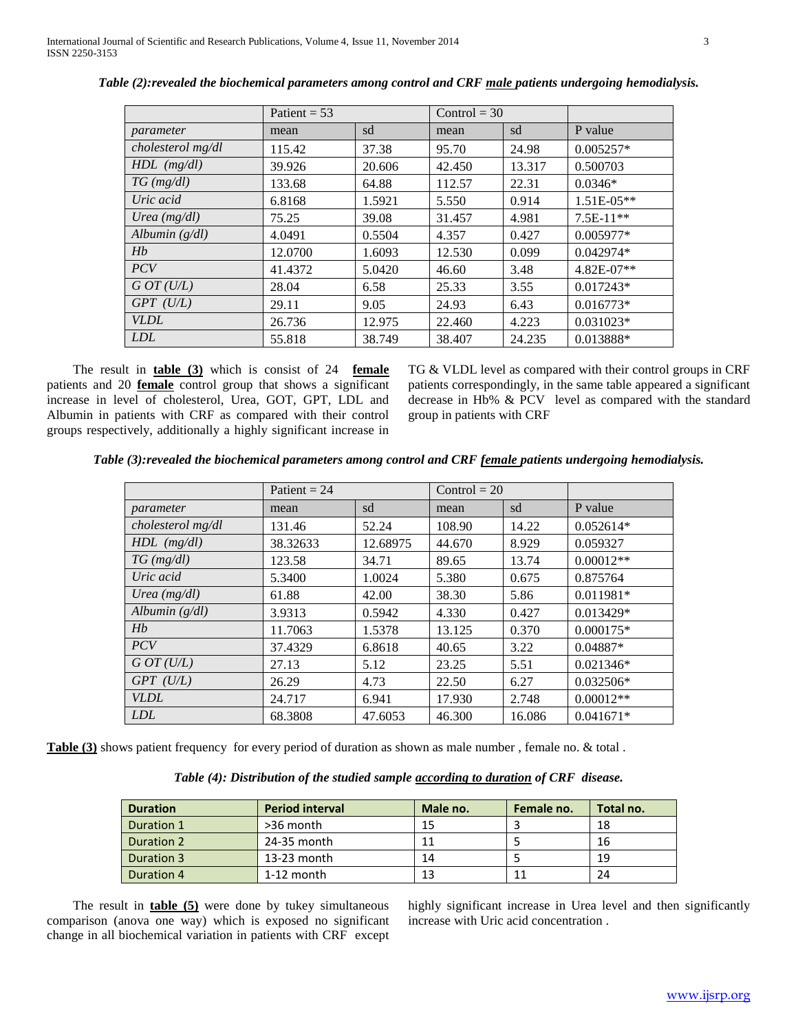*Table (2):revealed the biochemical parameters among control and CRF **male** patients undergoing hemodialysis.*

| | Patient = 53 | | Control = 30 | | |
|---|---|---|---|---|---|
| *parameter* | mean | sd | mean | sd | P value |
| *cholesterol mg/dl* | 115.42 | 37.38 | 95.70 | 24.98 | 0.005257* |
| *HDL (mg/dl)* | 39.926 | 20.606 | 42.450 | 13.317 | 0.500703 |
| *TG (mg/dl)* | 133.68 | 64.88 | 112.57 | 22.31 | 0.0346* |
| *Uric acid* | 6.8168 | 1.5921 | 5.550 | 0.914 | 1.51E-05** |
| *Urea (mg/dl)* | 75.25 | 39.08 | 31.457 | 4.981 | 7.5E-11** |
| *Albumin (g/dl)* | 4.0491 | 0.5504 | 4.357 | 0.427 | 0.005977* |
| *Hb* | 12.0700 | 1.6093 | 12.530 | 0.099 | 0.042974* |
| *PCV* | 41.4372 | 5.0420 | 46.60 | 3.48 | 4.82E-07** |
| *G OT (U/L)* | 28.04 | 6.58 | 25.33 | 3.55 | 0.017243* |
| *GPT (U/L)* | 29.11 | 9.05 | 24.93 | 6.43 | 0.016773* |
| *VLDL* | 26.736 | 12.975 | 22.460 | 4.223 | 0.031023* |
| *LDL* | 55.818 | 38.749 | 38.407 | 24.235 | 0.013888* |

The result in **table (3)** which is consist of 24 **female** patients and 20 **female** control group that shows a significant increase in level of cholesterol, Urea, GOT, GPT, LDL and Albumin in patients with CRF as compared with their control groups respectively, additionally a highly significant increase in TG & VLDL level as compared with their control groups in CRF patients correspondingly, in the same table appeared a significant decrease in Hb% & PCV level as compared with the standard group in patients with CRF

*Table (3):revealed the biochemical parameters among control and CRF **female** patients undergoing hemodialysis.*

| | Patient = 24 | | Control = 20 | | |
|---|---|---|---|---|---|
| *parameter* | mean | sd | mean | sd | P value |
| *cholesterol mg/dl* | 131.46 | 52.24 | 108.90 | 14.22 | 0.052614* |
| *HDL (mg/dl)* | 38.32633 | 12.68975 | 44.670 | 8.929 | 0.059327 |
| *TG (mg/dl)* | 123.58 | 34.71 | 89.65 | 13.74 | 0.00012** |
| *Uric acid* | 5.3400 | 1.0024 | 5.380 | 0.675 | 0.875764 |
| *Urea (mg/dl)* | 61.88 | 42.00 | 38.30 | 5.86 | 0.011981* |
| *Albumin (g/dl)* | 3.9313 | 0.5942 | 4.330 | 0.427 | 0.013429* |
| *Hb* | 11.7063 | 1.5378 | 13.125 | 0.370 | 0.000175* |
| *PCV* | 37.4329 | 6.8618 | 40.65 | 3.22 | 0.04887* |
| *G OT (U/L)* | 27.13 | 5.12 | 23.25 | 5.51 | 0.021346* |
| *GPT (U/L)* | 26.29 | 4.73 | 22.50 | 6.27 | 0.032506* |
| *VLDL* | 24.717 | 6.941 | 17.930 | 2.748 | 0.00012** |
| *LDL* | 68.3808 | 47.6053 | 46.300 | 16.086 | 0.041671* |

**Table (3)** shows patient frequency for every period of duration as shown as male number , female no. & total .

*Table (4): Distribution of the studied sample **according to duration** of CRF disease.*

| Duration | Period interval | Male no. | Female no. | Total no. |
|---|---|---|---|---|
| Duration 1 | >36 month | 15 | 3 | 18 |
| Duration 2 | 24-35 month | 11 | 5 | 16 |
| Duration 3 | 13-23 month | 14 | 5 | 19 |
| Duration 4 | 1-12 month | 13 | 11 | 24 |

The result in **table (5)** were done by tukey simultaneous comparison (anova one way) which is exposed no significant change in all biochemical variation in patients with CRF except highly significant increase in Urea level and then significantly increase with Uric acid concentration .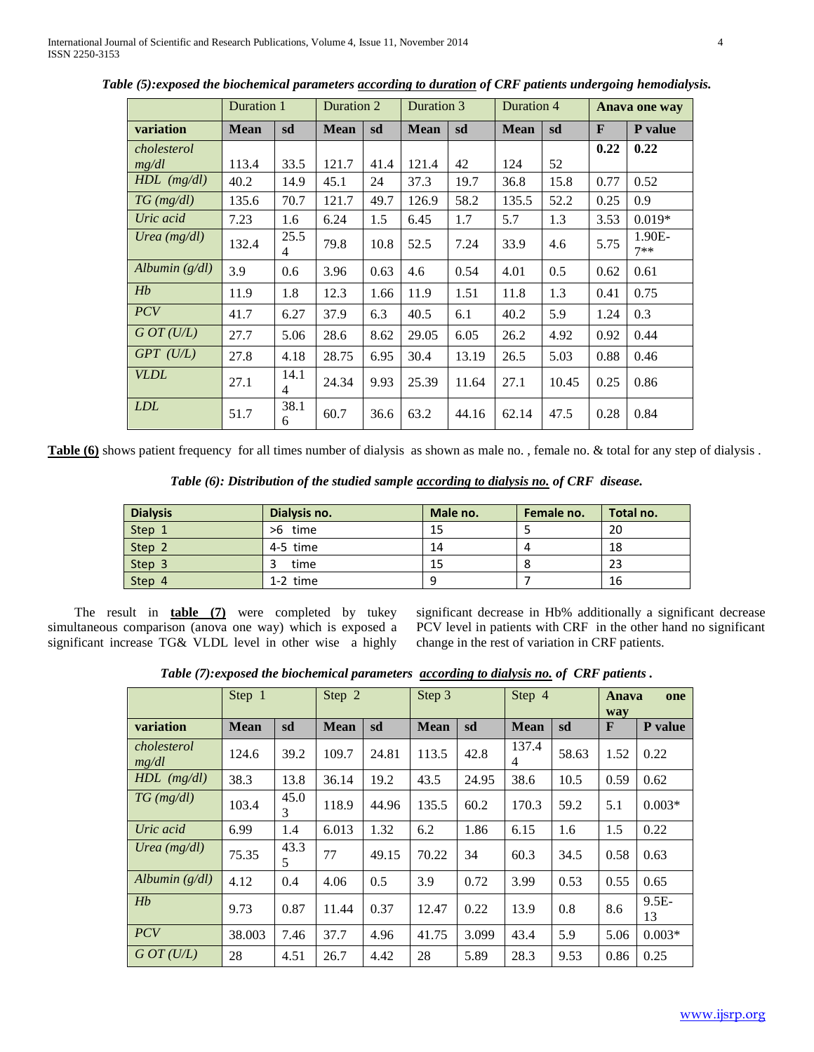*Table (5):exposed the biochemical parameters according to duration of CRF patients undergoing hemodialysis.*

| | Duration 1 | | Duration 2 | | Duration 3 | | Duration 4 | | **Anava one way** | |
|---|---|---|---|---|---|---|---|---|---|---|
| **variation** | **Mean** | **sd** | **Mean** | **sd** | **Mean** | **sd** | **Mean** | **sd** | **F** | **P value** |
| *cholesterol mg/dl* | 113.4 | 33.5 | 121.7 | 41.4 | 121.4 | 42 | 124 | 52 | **0.22** | **0.22** |
| *HDL (mg/dl)* | 40.2 | 14.9 | 45.1 | 24 | 37.3 | 19.7 | 36.8 | 15.8 | 0.77 | 0.52 |
| *TG (mg/dl)* | 135.6 | 70.7 | 121.7 | 49.7 | 126.9 | 58.2 | 135.5 | 52.2 | 0.25 | 0.9 |
| *Uric acid* | 7.23 | 1.6 | 6.24 | 1.5 | 6.45 | 1.7 | 5.7 | 1.3 | 3.53 | 0.019* |
| *Urea (mg/dl)* | 132.4 | 25.54 | 79.8 | 10.8 | 52.5 | 7.24 | 33.9 | 4.6 | 5.75 | 1.90E-7** |
| *Albumin (g/dl)* | 3.9 | 0.6 | 3.96 | 0.63 | 4.6 | 0.54 | 4.01 | 0.5 | 0.62 | 0.61 |
| *Hb* | 11.9 | 1.8 | 12.3 | 1.66 | 11.9 | 1.51 | 11.8 | 1.3 | 0.41 | 0.75 |
| *PCV* | 41.7 | 6.27 | 37.9 | 6.3 | 40.5 | 6.1 | 40.2 | 5.9 | 1.24 | 0.3 |
| *G OT (U/L)* | 27.7 | 5.06 | 28.6 | 8.62 | 29.05 | 6.05 | 26.2 | 4.92 | 0.92 | 0.44 |
| *GPT (U/L)* | 27.8 | 4.18 | 28.75 | 6.95 | 30.4 | 13.19 | 26.5 | 5.03 | 0.88 | 0.46 |
| *VLDL* | 27.1 | 14.14 | 24.34 | 9.93 | 25.39 | 11.64 | 27.1 | 10.45 | 0.25 | 0.86 |
| *LDL* | 51.7 | 38.16 | 60.7 | 36.6 | 63.2 | 44.16 | 62.14 | 47.5 | 0.28 | 0.84 |

**Table (6)** shows patient frequency for all times number of dialysis as shown as male no. , female no. & total for any step of dialysis .

***Table (6): Distribution of the studied sample according to dialysis no. of CRF disease.***

| **Dialysis** | **Dialysis no.** | **Male no.** | **Female no.** | **Total no.** |
|---|---|---|---|---|
| Step 1 | >6 time | 15 | 5 | 20 |
| Step 2 | 4-5 time | 14 | 4 | 18 |
| Step 3 | 3 time | 15 | 8 | 23 |
| Step 4 | 1-2 time | 9 | 7 | 16 |

The result in **table (7)** were completed by tukey simultaneous comparison (anova one way) which is exposed a significant increase TG& VLDL level in other wise a highly significant decrease in Hb% additionally a significant decrease PCV level in patients with CRF in the other hand no significant change in the rest of variation in CRF patients.

***Table (7):exposed the biochemical parameters according to dialysis no. of CRF patients .***

| | Step 1 | | Step 2 | | Step 3 | | Step 4 | | **Anava one way** | |
|---|---|---|---|---|---|---|---|---|---|---|
| **variation** | **Mean** | **sd** | **Mean** | **sd** | **Mean** | **sd** | **Mean** | **sd** | **F** | **P value** |
| *cholesterol mg/dl* | 124.6 | 39.2 | 109.7 | 24.81 | 113.5 | 42.8 | 137.44 | 58.63 | 1.52 | 0.22 |
| *HDL (mg/dl)* | 38.3 | 13.8 | 36.14 | 19.2 | 43.5 | 24.95 | 38.6 | 10.5 | 0.59 | 0.62 |
| *TG (mg/dl)* | 103.4 | 45.03 | 118.9 | 44.96 | 135.5 | 60.2 | 170.3 | 59.2 | 5.1 | 0.003* |
| *Uric acid* | 6.99 | 1.4 | 6.013 | 1.32 | 6.2 | 1.86 | 6.15 | 1.6 | 1.5 | 0.22 |
| *Urea (mg/dl)* | 75.35 | 43.35 | 77 | 49.15 | 70.22 | 34 | 60.3 | 34.5 | 0.58 | 0.63 |
| *Albumin (g/dl)* | 4.12 | 0.4 | 4.06 | 0.5 | 3.9 | 0.72 | 3.99 | 0.53 | 0.55 | 0.65 |
| *Hb* | 9.73 | 0.87 | 11.44 | 0.37 | 12.47 | 0.22 | 13.9 | 0.8 | 8.6 | 9.5E-13 |
| *PCV* | 38.003 | 7.46 | 37.7 | 4.96 | 41.75 | 3.099 | 43.4 | 5.9 | 5.06 | 0.003* |
| *G OT (U/L)* | 28 | 4.51 | 26.7 | 4.42 | 28 | 5.89 | 28.3 | 9.53 | 0.86 | 0.25 |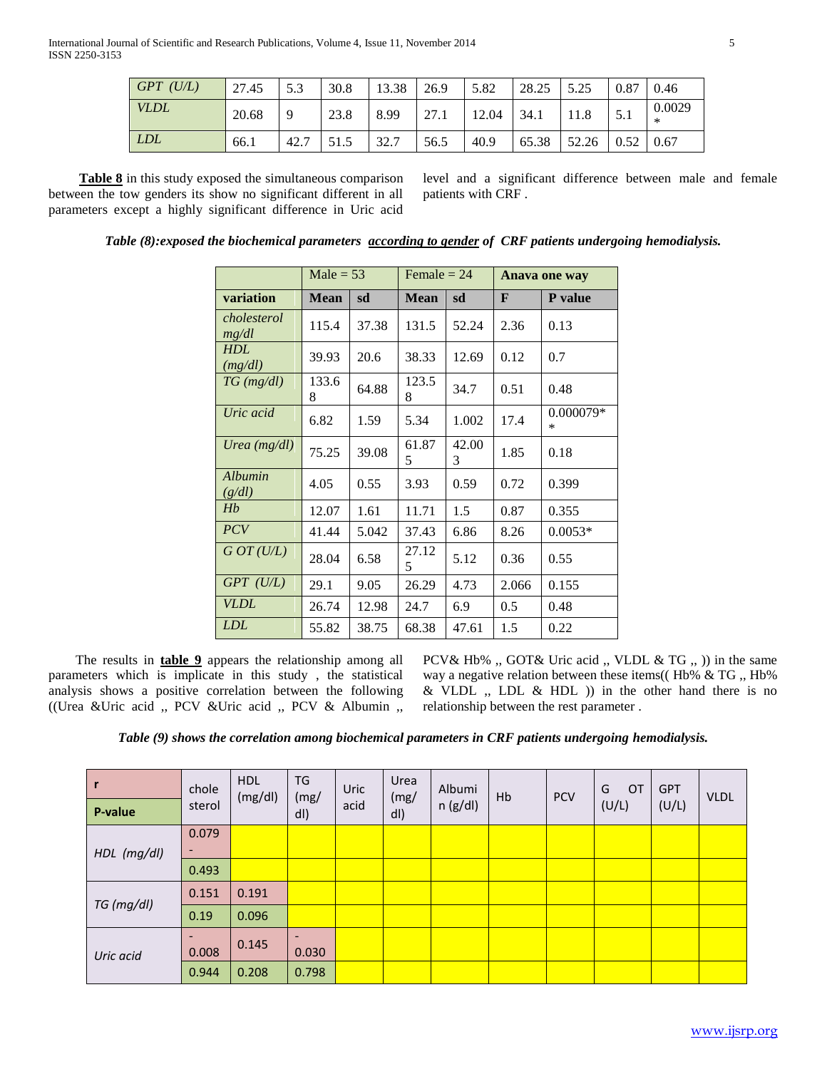| GPT (U/L) | 27.45 | 5.3 | 30.8 | 13.38 | 26.9 | 5.82 | 28.25 | 5.25 | 0.87 | 0.46 |
|---|---|---|---|---|---|---|---|---|---|---|
| VLDL | 20.68 | 9 | 23.8 | 8.99 | 27.1 | 12.04 | 34.1 | 11.8 | 5.1 | 0.0029* |
| LDL | 66.1 | 42.7 | 51.5 | 32.7 | 56.5 | 40.9 | 65.38 | 52.26 | 0.52 | 0.67 |

**Table 8** in this study exposed the simultaneous comparison between the tow genders its show no significant different in all parameters except a highly significant difference in Uric acid level and a significant difference between male and female patients with CRF .

***Table (8):exposed the biochemical parameters according to gender of CRF patients undergoing hemodialysis.***

| | Male = 53 | | Female = 24 | | **Anava one way** | |
|---|---|---|---|---|---|---|
| **variation** | **Mean** | **sd** | **Mean** | **sd** | **F** | **P value** |
| *cholesterol mg/dl* | 115.4 | 37.38 | 131.5 | 52.24 | 2.36 | 0.13 |
| *HDL (mg/dl)* | 39.93 | 20.6 | 38.33 | 12.69 | 0.12 | 0.7 |
| *TG (mg/dl)* | 133.68 | 64.88 | 123.58 | 34.7 | 0.51 | 0.48 |
| *Uric acid* | 6.82 | 1.59 | 5.34 | 1.002 | 17.4 | 0.000079** |
| *Urea (mg/dl)* | 75.25 | 39.08 | 61.875 | 42.003 | 1.85 | 0.18 |
| *Albumin (g/dl)* | 4.05 | 0.55 | 3.93 | 0.59 | 0.72 | 0.399 |
| *Hb* | 12.07 | 1.61 | 11.71 | 1.5 | 0.87 | 0.355 |
| *PCV* | 41.44 | 5.042 | 37.43 | 6.86 | 8.26 | 0.0053* |
| *G OT (U/L)* | 28.04 | 6.58 | 27.125 | 5.12 | 0.36 | 0.55 |
| *GPT (U/L)* | 29.1 | 9.05 | 26.29 | 4.73 | 2.066 | 0.155 |
| *VLDL* | 26.74 | 12.98 | 24.7 | 6.9 | 0.5 | 0.48 |
| *LDL* | 55.82 | 38.75 | 68.38 | 47.61 | 1.5 | 0.22 |

The results in **table 9** appears the relationship among all parameters which is implicate in this study , the statistical analysis shows a positive correlation between the following ((Urea &Uric acid ,, PCV &Uric acid ,, PCV & Albumin ,, PCV& Hb% ,, GOT& Uric acid ,, VLDL & TG ,, )) in the same way a negative relation between these items(( Hb% & TG ,, Hb% & VLDL ,, LDL & HDL )) in the other hand there is no relationship between the rest parameter .

***Table (9) shows the correlation among biochemical parameters in CRF patients undergoing hemodialysis.***

| r / P-value | cholesterol | HDL (mg/dl) | TG (mg/dl) | Uric acid | Urea (mg/dl) | Albumin (g/dl) | Hb | PCV | G OT (U/L) | GPT (U/L) | VLDL |
|---|---|---|---|---|---|---|---|---|---|---|---|
| HDL (mg/dl) | 0.079- | | | | | | | | | | |
| | 0.493 | | | | | | | | | | |
| TG (mg/dl) | 0.151 | 0.191 | | | | | | | | | |
| | 0.19 | 0.096 | | | | | | | | | |
| Uric acid | -0.008 | 0.145 | -0.030 | | | | | | | | |
| | 0.944 | 0.208 | 0.798 | | | | | | | | |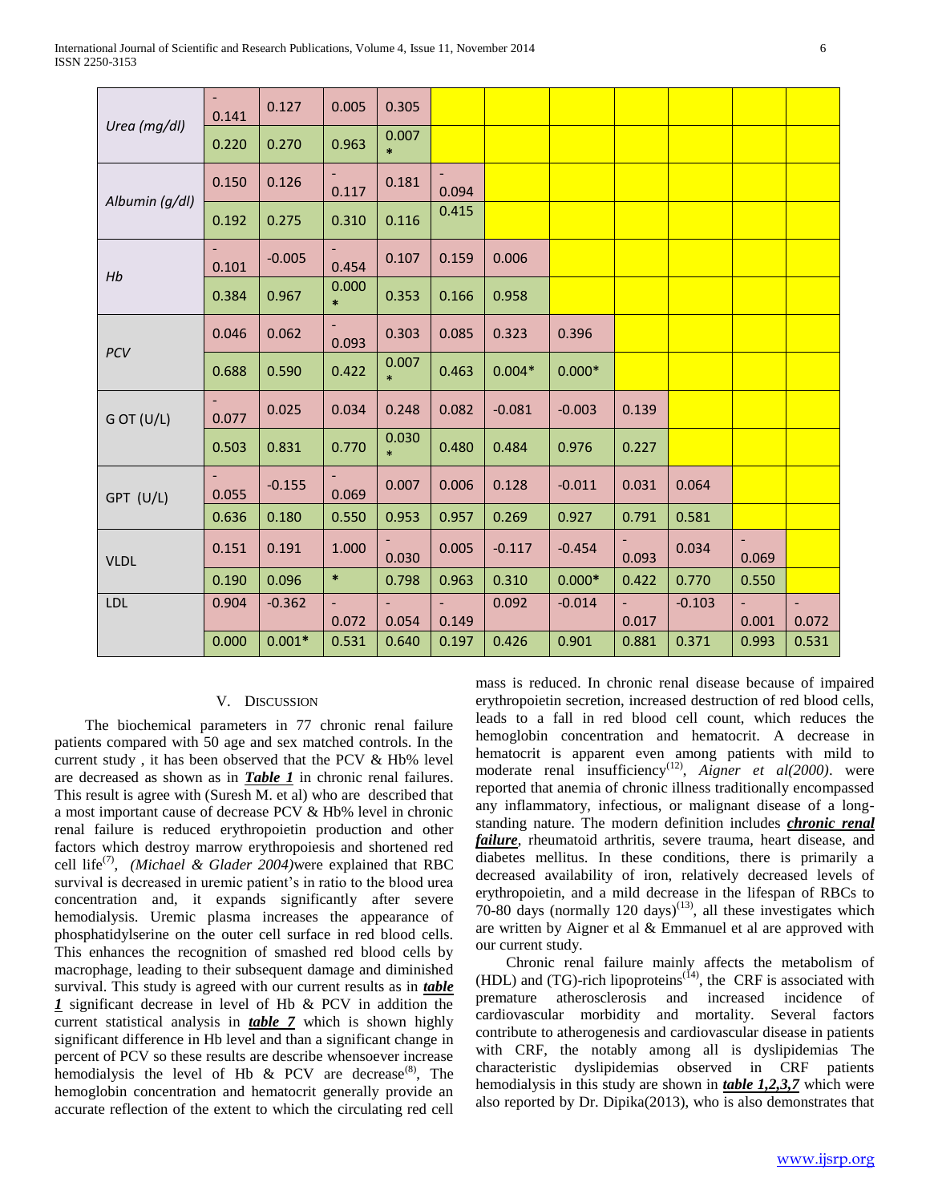| | | | | | | | | | | | |
|---|---|---|---|---|---|---|---|---|---|---|---|
| *Urea (mg/dl)* | -0.141 | 0.127 | 0.005 | 0.305 | | | | | | | |
| | 0.220 | 0.270 | 0.963 | 0.007* | | | | | | | |
| *Albumin (g/dl)* | 0.150 | 0.126 | -0.117 | 0.181 | -0.094 | | | | | | |
| | 0.192 | 0.275 | 0.310 | 0.116 | 0.415 | | | | | | |
| *Hb* | -0.101 | -0.005 | -0.454 | 0.107 | 0.159 | 0.006 | | | | | |
| | 0.384 | 0.967 | 0.000* | 0.353 | 0.166 | 0.958 | | | | | |
| *PCV* | 0.046 | 0.062 | -0.093 | 0.303 | 0.085 | 0.323 | 0.396 | | | | |
| | 0.688 | 0.590 | 0.422 | 0.007* | 0.463 | 0.004* | 0.000* | | | | |
| G OT (U/L) | -0.077 | 0.025 | 0.034 | 0.248 | 0.082 | -0.081 | -0.003 | 0.139 | | | |
| | 0.503 | 0.831 | 0.770 | 0.030* | 0.480 | 0.484 | 0.976 | 0.227 | | | |
| GPT (U/L) | -0.055 | -0.155 | -0.069 | 0.007 | 0.006 | 0.128 | -0.011 | 0.031 | 0.064 | | |
| | 0.636 | 0.180 | 0.550 | 0.953 | 0.957 | 0.269 | 0.927 | 0.791 | 0.581 | | |
| VLDL | 0.151 | 0.191 | 1.000 | -0.030 | 0.005 | -0.117 | -0.454 | -0.093 | 0.034 | -0.069 | |
| | 0.190 | 0.096 | * | 0.798 | 0.963 | 0.310 | 0.000* | 0.422 | 0.770 | 0.550 | |
| LDL | 0.904 | -0.362 | -0.072 | -0.054 | -0.149 | 0.092 | -0.014 | -0.017 | -0.103 | -0.001 | -0.072 |
| | 0.000 | 0.001* | 0.531 | 0.640 | 0.197 | 0.426 | 0.901 | 0.881 | 0.371 | 0.993 | 0.531 |

## V. Discussion

The biochemical parameters in 77 chronic renal failure patients compared with 50 age and sex matched controls. In the current study , it has been observed that the PCV & Hb% level are decreased as shown as in ***Table 1*** in chronic renal failures. This result is agree with (Suresh M. et al) who are described that a most important cause of decrease PCV & Hb% level in chronic renal failure is reduced erythropoietin production and other factors which destroy marrow erythropoiesis and shortened red cell life[7], *(Michael & Glader 2004)*were explained that RBC survival is decreased in uremic patient's in ratio to the blood urea concentration and, it expands significantly after severe hemodialysis. Uremic plasma increases the appearance of phosphatidylserine on the outer cell surface in red blood cells. This enhances the recognition of smashed red blood cells by macrophage, leading to their subsequent damage and diminished survival. This study is agreed with our current results as in ***table 1*** significant decrease in level of Hb & PCV in addition the current statistical analysis in ***table 7*** which is shown highly significant difference in Hb level and than a significant change in percent of PCV so these results are describe whensoever increase hemodialysis the level of Hb & PCV are decrease[8], The hemoglobin concentration and hematocrit generally provide an accurate reflection of the extent to which the circulating red cell mass is reduced. In chronic renal disease because of impaired erythropoietin secretion, increased destruction of red blood cells, leads to a fall in red blood cell count, which reduces the hemoglobin concentration and hematocrit. A decrease in hematocrit is apparent even among patients with mild to moderate renal insufficiency[12], *Aigner et al(2000)*. were reported that anemia of chronic illness traditionally encompassed any inflammatory, infectious, or malignant disease of a long-standing nature. The modern definition includes ***chronic renal failure***, rheumatoid arthritis, severe trauma, heart disease, and diabetes mellitus. In these conditions, there is primarily a decreased availability of iron, relatively decreased levels of erythropoietin, and a mild decrease in the lifespan of RBCs to 70-80 days (normally 120 days)[13], all these investigates which are written by Aigner et al & Emmanuel et al are approved with our current study.

Chronic renal failure mainly affects the metabolism of (HDL) and (TG)-rich lipoproteins[14], the CRF is associated with premature atherosclerosis and increased incidence of cardiovascular morbidity and mortality. Several factors contribute to atherogenesis and cardiovascular disease in patients with CRF, the notably among all is dyslipidemias The characteristic dyslipidemias observed in CRF patients hemodialysis in this study are shown in ***table 1,2,3,7*** which were also reported by Dr. Dipika(2013), who is also demonstrates that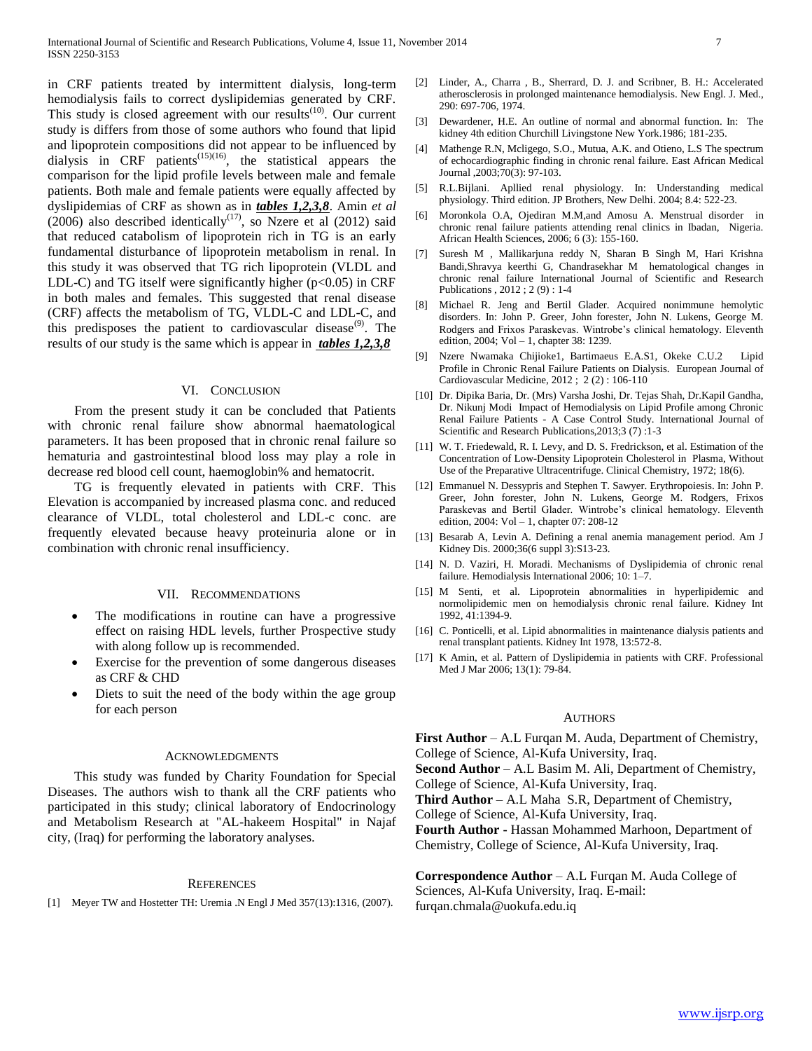in CRF patients treated by intermittent dialysis, long-term hemodialysis fails to correct dyslipidemias generated by CRF. This study is closed agreement with our results[10]. Our current study is differs from those of some authors who found that lipid and lipoprotein compositions did not appear to be influenced by dialysis in CRF patients[15][16], the statistical appears the comparison for the lipid profile levels between male and female patients. Both male and female patients were equally affected by dyslipidemias of CRF as shown as in ***tables 1,2,3,8***. Amin *et al* (2006) also described identically[17], so Nzere et al (2012) said that reduced catabolism of lipoprotein rich in TG is an early fundamental disturbance of lipoprotein metabolism in renal. In this study it was observed that TG rich lipoprotein (VLDL and LDL-C) and TG itself were significantly higher ($p<0.05$) in CRF in both males and females. This suggested that renal disease (CRF) affects the metabolism of TG, VLDL-C and LDL-C, and this predisposes the patient to cardiovascular disease[9]. The results of our study is the same which is appear in ***tables 1,2,3,8***

## VI. Conclusion

From the present study it can be concluded that Patients with chronic renal failure show abnormal haematological parameters. It has been proposed that in chronic renal failure so hematuria and gastrointestinal blood loss may play a role in decrease red blood cell count, haemoglobin% and hematocrit.

TG is frequently elevated in patients with CRF. This Elevation is accompanied by increased plasma conc. and reduced clearance of VLDL, total cholesterol and LDL-c conc. are frequently elevated because heavy proteinuria alone or in combination with chronic renal insufficiency.

## VII. Recommendations

- The modifications in routine can have a progressive effect on raising HDL levels, further Prospective study with along follow up is recommended.
- Exercise for the prevention of some dangerous diseases as CRF & CHD
- Diets to suit the need of the body within the age group for each person

## Acknowledgments

This study was funded by Charity Foundation for Special Diseases. The authors wish to thank all the CRF patients who participated in this study; clinical laboratory of Endocrinology and Metabolism Research at "AL-hakeem Hospital" in Najaf city, (Iraq) for performing the laboratory analyses.

## References

[1] Meyer TW and Hostetter TH: Uremia .N Engl J Med 357(13):1316, (2007).

[2] Linder, A., Charra , B., Sherrard, D. J. and Scribner, B. H.: Accelerated atherosclerosis in prolonged maintenance hemodialysis. New Engl. J. Med., 290: 697-706, 1974.

[3] Dewardener, H.E. An outline of normal and abnormal function. In: The kidney 4th edition Churchill Livingstone New York.1986; 181-235.

[4] Mathenge R.N, Mcligego, S.O., Mutua, A.K. and Otieno, L.S The spectrum of echocardiographic finding in chronic renal failure. East African Medical Journal ,2003;70(3): 97-103.

[5] R.L.Bijlani. Apllied renal physiology. In: Understanding medical physiology. Third edition. JP Brothers, New Delhi. 2004; 8.4: 522-23.

[6] Moronkola O.A, Ojediran M.M,and Amosu A. Menstrual disorder in chronic renal failure patients attending renal clinics in Ibadan, Nigeria. African Health Sciences, 2006; 6 (3): 155-160.

[7] Suresh M , Mallikarjuna reddy N, Sharan B Singh M, Hari Krishna Bandi,Shravya keerthi G, Chandrasekhar M hematological changes in chronic renal failure International Journal of Scientific and Research Publications , 2012 ; 2 (9) : 1-4

[8] Michael R. Jeng and Bertil Glader. Acquired nonimmune hemolytic disorders. In: John P. Greer, John forester, John N. Lukens, George M. Rodgers and Frixos Paraskevas. Wintrobe's clinical hematology. Eleventh edition, 2004; Vol – 1, chapter 38: 1239.

[9] Nzere Nwamaka Chijioke1, Bartimaeus E.A.S1, Okeke C.U.2 Lipid Profile in Chronic Renal Failure Patients on Dialysis. European Journal of Cardiovascular Medicine, 2012 ; 2 (2) : 106-110

[10] Dr. Dipika Baria, Dr. (Mrs) Varsha Joshi, Dr. Tejas Shah, Dr.Kapil Gandha, Dr. Nikunj Modi Impact of Hemodialysis on Lipid Profile among Chronic Renal Failure Patients - A Case Control Study. International Journal of Scientific and Research Publications,2013;3 (7) :1-3

[11] W. T. Friedewald, R. I. Levy, and D. S. Fredrickson, et al. Estimation of the Concentration of Low-Density Lipoprotein Cholesterol in Plasma, Without Use of the Preparative Ultracentrifuge. Clinical Chemistry, 1972; 18(6).

[12] Emmanuel N. Dessypris and Stephen T. Sawyer. Erythropoiesis. In: John P. Greer, John forester, John N. Lukens, George M. Rodgers, Frixos Paraskevas and Bertil Glader. Wintrobe's clinical hematology. Eleventh edition, 2004: Vol – 1, chapter 07: 208-12

[13] Besarab A, Levin A. Defining a renal anemia management period. Am J Kidney Dis. 2000;36(6 suppl 3):S13-23.

[14] N. D. Vaziri, H. Moradi. Mechanisms of Dyslipidemia of chronic renal failure. Hemodialysis International 2006; 10: 1–7.

[15] M Senti, et al. Lipoprotein abnormalities in hyperlipidemic and normolipidemic men on hemodialysis chronic renal failure. Kidney Int 1992, 41:1394-9.

[16] C. Ponticelli, et al. Lipid abnormalities in maintenance dialysis patients and renal transplant patients. Kidney Int 1978, 13:572-8.

[17] K Amin, et al. Pattern of Dyslipidemia in patients with CRF. Professional Med J Mar 2006; 13(1): 79-84.

## Authors

**First Author** – A.L Furqan M. Auda, Department of Chemistry, College of Science, Al-Kufa University, Iraq.

**Second Author** – A.L Basim M. Ali, Department of Chemistry, College of Science, Al-Kufa University, Iraq.

**Third Author** – A.L Maha S.R, Department of Chemistry, College of Science, Al-Kufa University, Iraq.

**Fourth Author** - Hassan Mohammed Marhoon, Department of Chemistry, College of Science, Al-Kufa University, Iraq.

**Correspondence Author** – A.L Furqan M. Auda College of Sciences, Al-Kufa University, Iraq. E-mail: furqan.chmala@uokufa.edu.iq